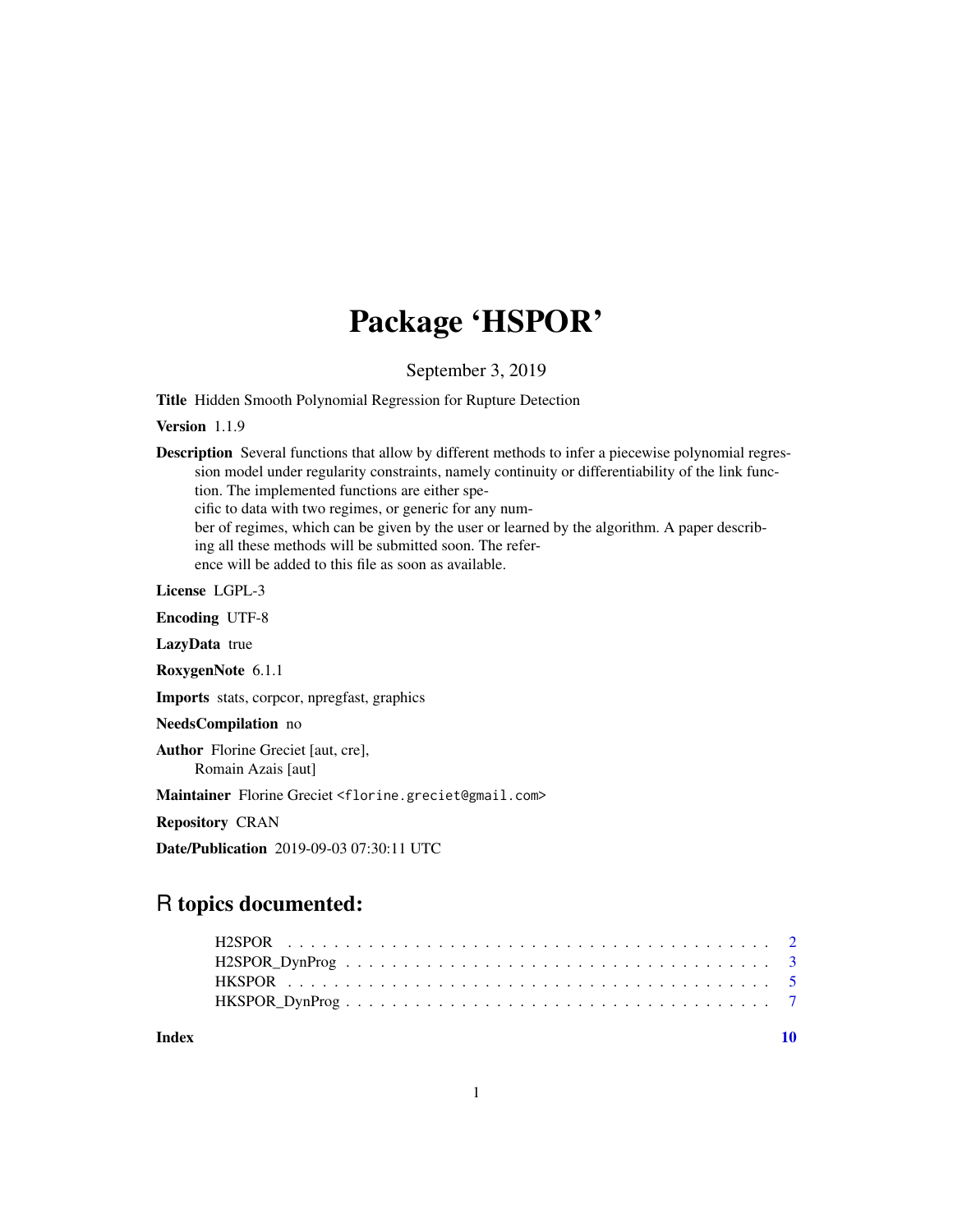# Package 'HSPOR'

September 3, 2019

**Title** Hidden Smooth Polynomial Regression for Rupture Detection

**Version** 1.1.9

**Description** Several functions that allow by different methods to infer a piecewise polynomial regression model under regularity constraints, namely continuity or differentiability of the link function. The implemented functions are either specific to data with two regimes, or generic for any number of regimes, which can be given by the user or learned by the algorithm. A paper describing all these methods will be submitted soon. The reference will be added to this file as soon as available.

**License** LGPL-3

**Encoding** UTF-8

**LazyData** true

**RoxygenNote** 6.1.1

**Imports** stats, corpcor, npregfast, graphics

**NeedsCompilation** no

**Author** Florine Greciet [aut, cre],
Romain Azais [aut]

**Maintainer** Florine Greciet <florine.greciet@gmail.com>

**Repository** CRAN

**Date/Publication** 2019-09-03 07:30:11 UTC

## R topics documented:

- H2SPOR . . . . . . . . . . . . . . . . . . . . . . . . . . . . . . . . . . . . . . . . . 2
- H2SPOR_DynProg . . . . . . . . . . . . . . . . . . . . . . . . . . . . . . . . . . . . 3
- HKSPOR . . . . . . . . . . . . . . . . . . . . . . . . . . . . . . . . . . . . . . . . . 5
- HKSPOR_DynProg . . . . . . . . . . . . . . . . . . . . . . . . . . . . . . . . . . . . 7

**Index** 10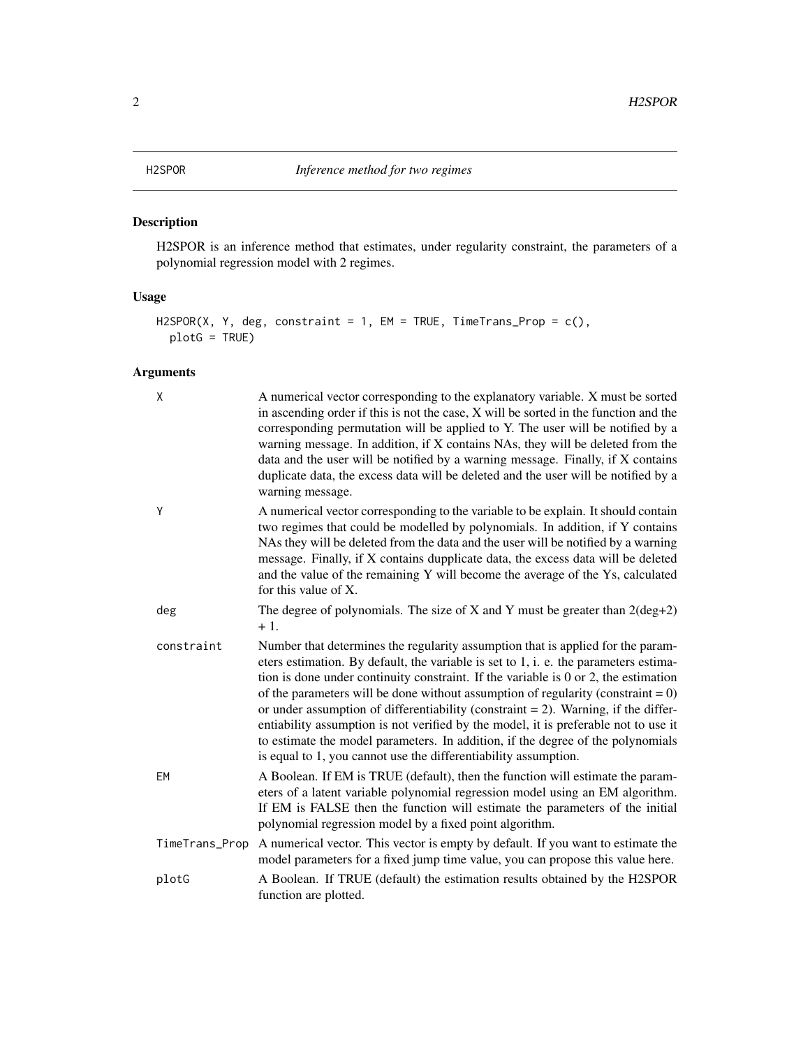# H2SPOR — *Inference method for two regimes*

## Description

H2SPOR is an inference method that estimates, under regularity constraint, the parameters of a polynomial regression model with 2 regimes.

## Usage

```
H2SPOR(X, Y, deg, constraint = 1, EM = TRUE, TimeTrans_Prop = c(),
  plotG = TRUE)
```

## Arguments

| Argument | Description |
|---|---|
| X | A numerical vector corresponding to the explanatory variable. X must be sorted in ascending order if this is not the case, X will be sorted in the function and the corresponding permutation will be applied to Y. The user will be notified by a warning message. In addition, if X contains NAs, they will be deleted from the data and the user will be notified by a warning message. Finally, if X contains duplicate data, the excess data will be deleted and the user will be notified by a warning message. |
| Y | A numerical vector corresponding to the variable to be explain. It should contain two regimes that could be modelled by polynomials. In addition, if Y contains NAs they will be deleted from the data and the user will be notified by a warning message. Finally, if X contains dupplicate data, the excess data will be deleted and the value of the remaining Y will become the average of the Ys, calculated for this value of X. |
| deg | The degree of polynomials. The size of X and Y must be greater than $2(\text{deg}+2) + 1$. |
| constraint | Number that determines the regularity assumption that is applied for the parameters estimation. By default, the variable is set to 1, i. e. the parameters estimation is done under continuity constraint. If the variable is 0 or 2, the estimation of the parameters will be done without assumption of regularity (constraint = 0) or under assumption of differentiability (constraint = 2). Warning, if the differentiability assumption is not verified by the model, it is preferable not to use it to estimate the model parameters. In addition, if the degree of the polynomials is equal to 1, you cannot use the differentiability assumption. |
| EM | A Boolean. If EM is TRUE (default), then the function will estimate the parameters of a latent variable polynomial regression model using an EM algorithm. If EM is FALSE then the function will estimate the parameters of the initial polynomial regression model by a fixed point algorithm. |
| TimeTrans_Prop | A numerical vector. This vector is empty by default. If you want to estimate the model parameters for a fixed jump time value, you can propose this value here. |
| plotG | A Boolean. If TRUE (default) the estimation results obtained by the H2SPOR function are plotted. |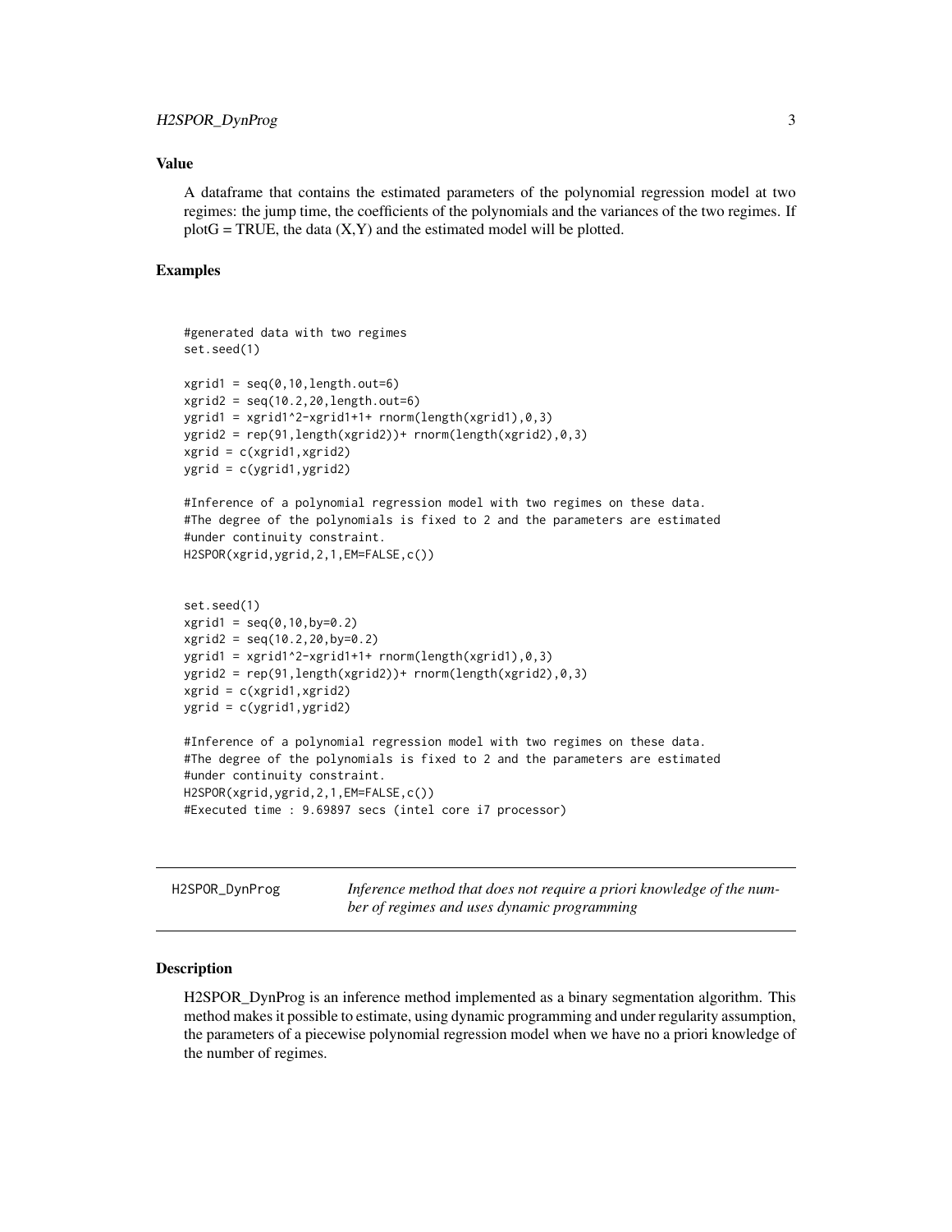### Value

A dataframe that contains the estimated parameters of the polynomial regression model at two regimes: the jump time, the coefficients of the polynomials and the variances of the two regimes. If plotG = TRUE, the data (X,Y) and the estimated model will be plotted.

### Examples

```
#generated data with two regimes
set.seed(1)

xgrid1 = seq(0,10,length.out=6)
xgrid2 = seq(10.2,20,length.out=6)
ygrid1 = xgrid1^2-xgrid1+1+ rnorm(length(xgrid1),0,3)
ygrid2 = rep(91,length(xgrid2))+ rnorm(length(xgrid2),0,3)
xgrid = c(xgrid1,xgrid2)
ygrid = c(ygrid1,ygrid2)

#Inference of a polynomial regression model with two regimes on these data.
#The degree of the polynomials is fixed to 2 and the parameters are estimated
#under continuity constraint.
H2SPOR(xgrid,ygrid,2,1,EM=FALSE,c())


set.seed(1)
xgrid1 = seq(0,10,by=0.2)
xgrid2 = seq(10.2,20,by=0.2)
ygrid1 = xgrid1^2-xgrid1+1+ rnorm(length(xgrid1),0,3)
ygrid2 = rep(91,length(xgrid2))+ rnorm(length(xgrid2),0,3)
xgrid = c(xgrid1,xgrid2)
ygrid = c(ygrid1,ygrid2)

#Inference of a polynomial regression model with two regimes on these data.
#The degree of the polynomials is fixed to 2 and the parameters are estimated
#under continuity constraint.
H2SPOR(xgrid,ygrid,2,1,EM=FALSE,c())
#Executed time : 9.69897 secs (intel core i7 processor)
```

---

## H2SPOR_DynProg — *Inference method that does not require a priori knowledge of the number of regimes and uses dynamic programming*

---

### Description

H2SPOR_DynProg is an inference method implemented as a binary segmentation algorithm. This method makes it possible to estimate, using dynamic programming and under regularity assumption, the parameters of a piecewise polynomial regression model when we have no a priori knowledge of the number of regimes.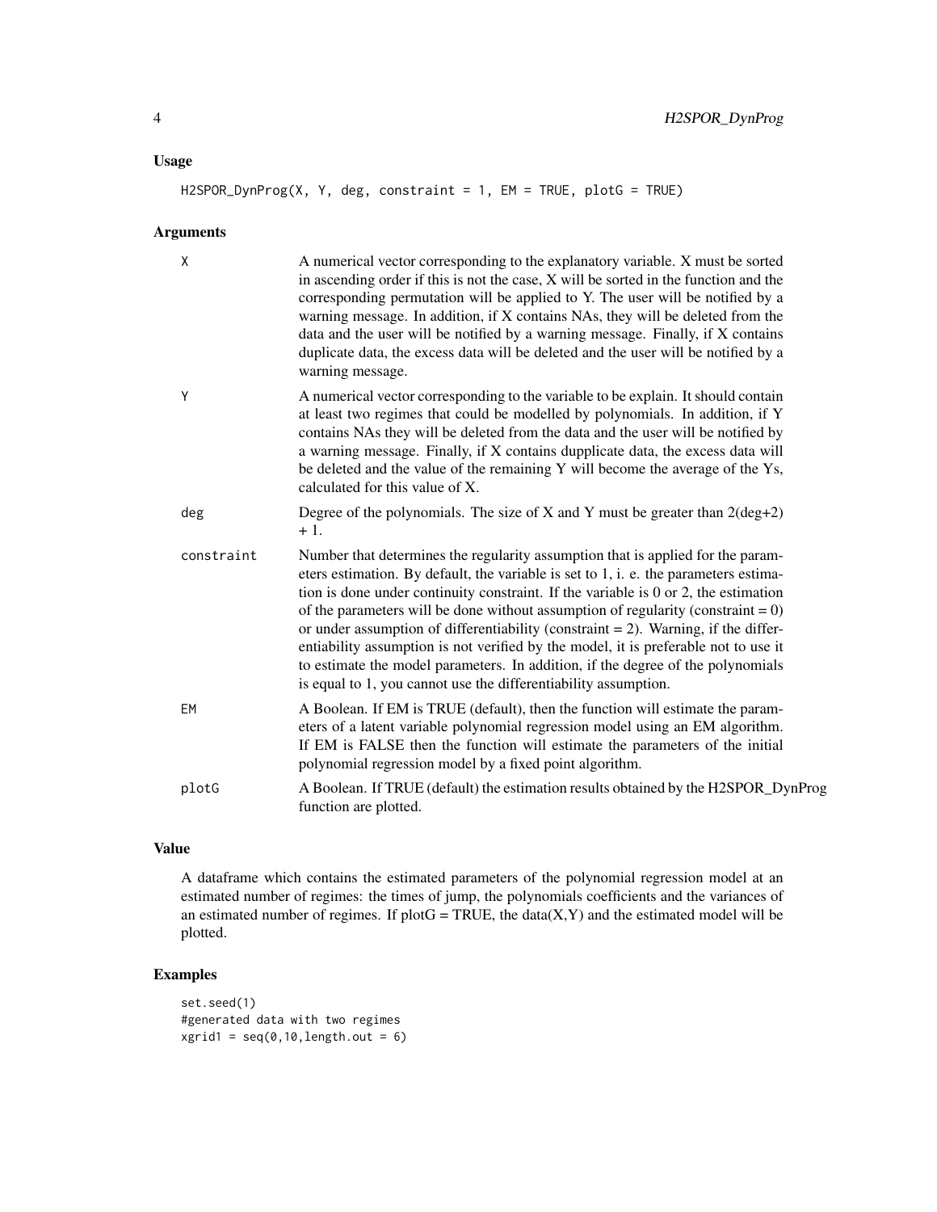### Usage

```
H2SPOR_DynProg(X, Y, deg, constraint = 1, EM = TRUE, plotG = TRUE)
```

### Arguments

| | |
|---|---|
| X | A numerical vector corresponding to the explanatory variable. X must be sorted in ascending order if this is not the case, X will be sorted in the function and the corresponding permutation will be applied to Y. The user will be notified by a warning message. In addition, if X contains NAs, they will be deleted from the data and the user will be notified by a warning message. Finally, if X contains duplicate data, the excess data will be deleted and the user will be notified by a warning message. |
| Y | A numerical vector corresponding to the variable to be explain. It should contain at least two regimes that could be modelled by polynomials. In addition, if Y contains NAs they will be deleted from the data and the user will be notified by a warning message. Finally, if X contains dupplicate data, the excess data will be deleted and the value of the remaining Y will become the average of the Ys, calculated for this value of X. |
| deg | Degree of the polynomials. The size of X and Y must be greater than 2(deg+2) + 1. |
| constraint | Number that determines the regularity assumption that is applied for the parameters estimation. By default, the variable is set to 1, i. e. the parameters estimation is done under continuity constraint. If the variable is 0 or 2, the estimation of the parameters will be done without assumption of regularity (constraint = 0) or under assumption of differentiability (constraint = 2). Warning, if the differentiability assumption is not verified by the model, it is preferable not to use it to estimate the model parameters. In addition, if the degree of the polynomials is equal to 1, you cannot use the differentiability assumption. |
| EM | A Boolean. If EM is TRUE (default), then the function will estimate the parameters of a latent variable polynomial regression model using an EM algorithm. If EM is FALSE then the function will estimate the parameters of the initial polynomial regression model by a fixed point algorithm. |
| plotG | A Boolean. If TRUE (default) the estimation results obtained by the H2SPOR_DynProg function are plotted. |

### Value

A dataframe which contains the estimated parameters of the polynomial regression model at an estimated number of regimes: the times of jump, the polynomials coefficients and the variances of an estimated number of regimes. If plotG = TRUE, the data(X,Y) and the estimated model will be plotted.

### Examples

```
set.seed(1)
#generated data with two regimes
xgrid1 = seq(0,10,length.out = 6)
```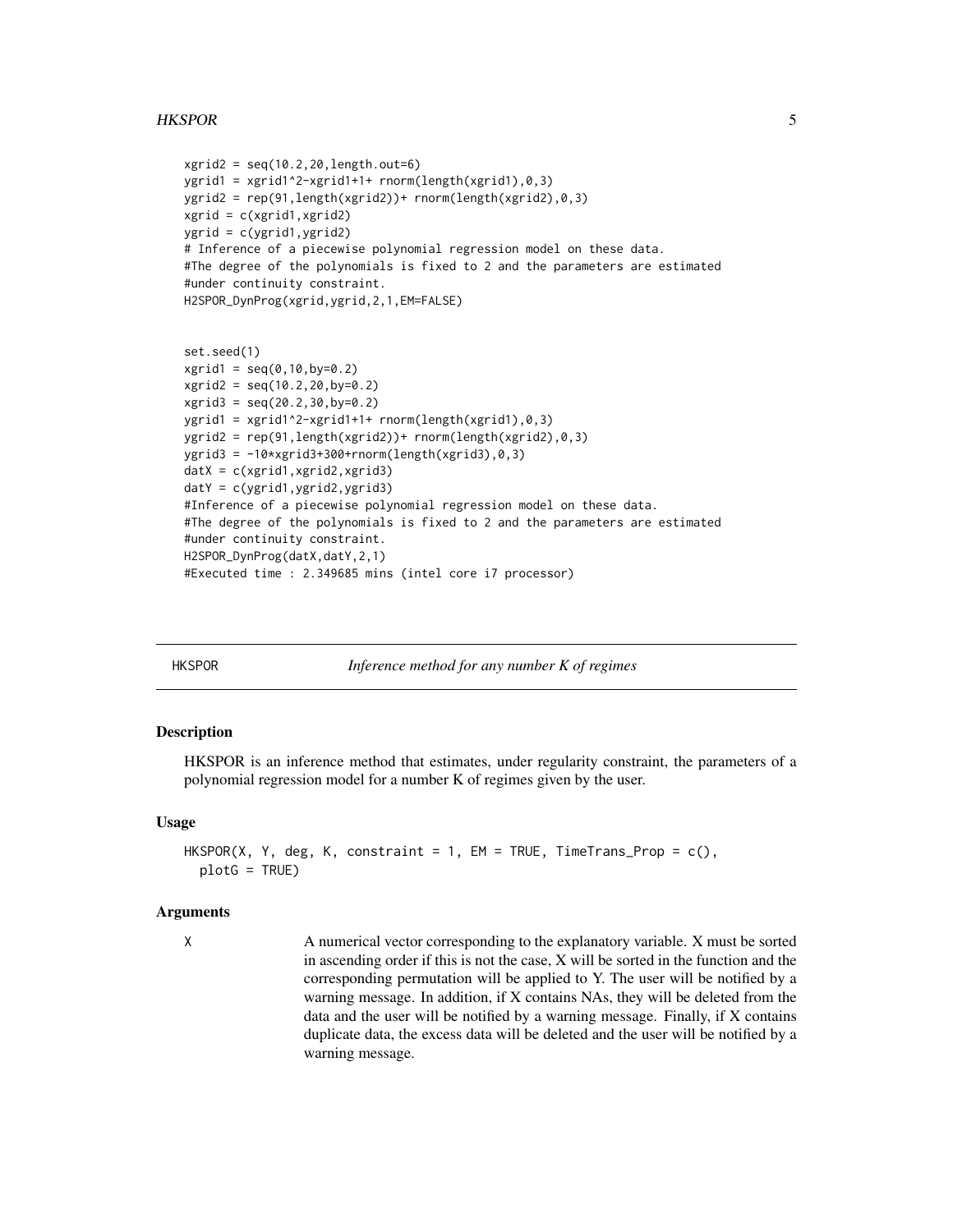```
xgrid2 = seq(10.2,20,length.out=6)
ygrid1 = xgrid1^2-xgrid1+1+ rnorm(length(xgrid1),0,3)
ygrid2 = rep(91,length(xgrid2))+ rnorm(length(xgrid2),0,3)
xgrid = c(xgrid1,xgrid2)
ygrid = c(ygrid1,ygrid2)
# Inference of a piecewise polynomial regression model on these data.
#The degree of the polynomials is fixed to 2 and the parameters are estimated
#under continuity constraint.
H2SPOR_DynProg(xgrid,ygrid,2,1,EM=FALSE)


set.seed(1)
xgrid1 = seq(0,10,by=0.2)
xgrid2 = seq(10.2,20,by=0.2)
xgrid3 = seq(20.2,30,by=0.2)
ygrid1 = xgrid1^2-xgrid1+1+ rnorm(length(xgrid1),0,3)
ygrid2 = rep(91,length(xgrid2))+ rnorm(length(xgrid2),0,3)
ygrid3 = -10*xgrid3+300+rnorm(length(xgrid3),0,3)
datX = c(xgrid1,xgrid2,xgrid3)
datY = c(ygrid1,ygrid2,ygrid3)
#Inference of a piecewise polynomial regression model on these data.
#The degree of the polynomials is fixed to 2 and the parameters are estimated
#under continuity constraint.
H2SPOR_DynProg(datX,datY,2,1)
#Executed time : 2.349685 mins (intel core i7 processor)
```

---

## HKSPOR *Inference method for any number K of regimes*

---

### Description

HKSPOR is an inference method that estimates, under regularity constraint, the parameters of a polynomial regression model for a number K of regimes given by the user.

### Usage

```
HKSPOR(X, Y, deg, K, constraint = 1, EM = TRUE, TimeTrans_Prop = c(),
  plotG = TRUE)
```

### Arguments

X A numerical vector corresponding to the explanatory variable. X must be sorted in ascending order if this is not the case, X will be sorted in the function and the corresponding permutation will be applied to Y. The user will be notified by a warning message. In addition, if X contains NAs, they will be deleted from the data and the user will be notified by a warning message. Finally, if X contains duplicate data, the excess data will be deleted and the user will be notified by a warning message.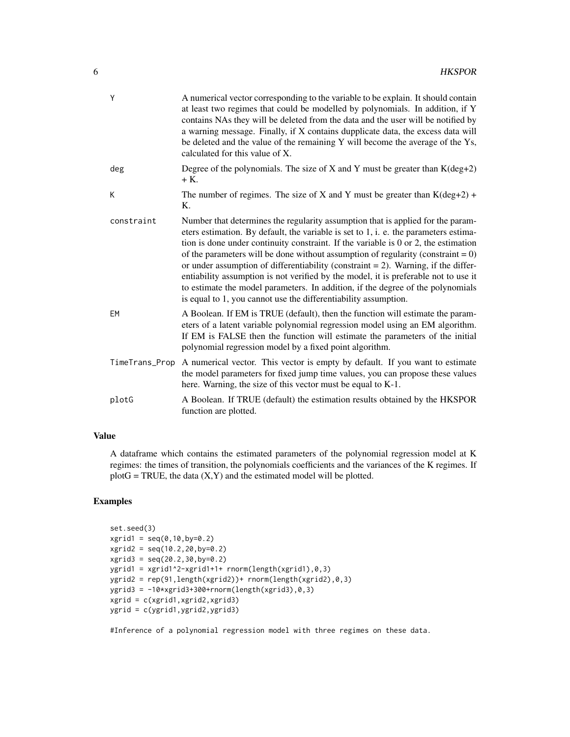| | |
|---|---|
| Y | A numerical vector corresponding to the variable to be explain. It should contain at least two regimes that could be modelled by polynomials. In addition, if Y contains NAs they will be deleted from the data and the user will be notified by a warning message. Finally, if X contains dupplicate data, the excess data will be deleted and the value of the remaining Y will become the average of the Ys, calculated for this value of X. |
| deg | Degree of the polynomials. The size of X and Y must be greater than K(deg+2) + K. |
| K | The number of regimes. The size of X and Y must be greater than K(deg+2) + K. |
| constraint | Number that determines the regularity assumption that is applied for the parameters estimation. By default, the variable is set to 1, i. e. the parameters estimation is done under continuity constraint. If the variable is 0 or 2, the estimation of the parameters will be done without assumption of regularity (constraint = 0) or under assumption of differentiability (constraint = 2). Warning, if the differentiability assumption is not verified by the model, it is preferable not to use it to estimate the model parameters. In addition, if the degree of the polynomials is equal to 1, you cannot use the differentiability assumption. |
| EM | A Boolean. If EM is TRUE (default), then the function will estimate the parameters of a latent variable polynomial regression model using an EM algorithm. If EM is FALSE then the function will estimate the parameters of the initial polynomial regression model by a fixed point algorithm. |
| TimeTrans_Prop | A numerical vector. This vector is empty by default. If you want to estimate the model parameters for fixed jump time values, you can propose these values here. Warning, the size of this vector must be equal to K-1. |
| plotG | A Boolean. If TRUE (default) the estimation results obtained by the HKSPOR function are plotted. |

### Value

A dataframe which contains the estimated parameters of the polynomial regression model at K regimes: the times of transition, the polynomials coefficients and the variances of the K regimes. If plotG = TRUE, the data (X,Y) and the estimated model will be plotted.

### Examples

```
set.seed(3)
xgrid1 = seq(0,10,by=0.2)
xgrid2 = seq(10.2,20,by=0.2)
xgrid3 = seq(20.2,30,by=0.2)
ygrid1 = xgrid1^2-xgrid1+1+ rnorm(length(xgrid1),0,3)
ygrid2 = rep(91,length(xgrid2))+ rnorm(length(xgrid2),0,3)
ygrid3 = -10*xgrid3+300+rnorm(length(xgrid3),0,3)
xgrid = c(xgrid1,xgrid2,xgrid3)
ygrid = c(ygrid1,ygrid2,ygrid3)

#Inference of a polynomial regression model with three regimes on these data.
```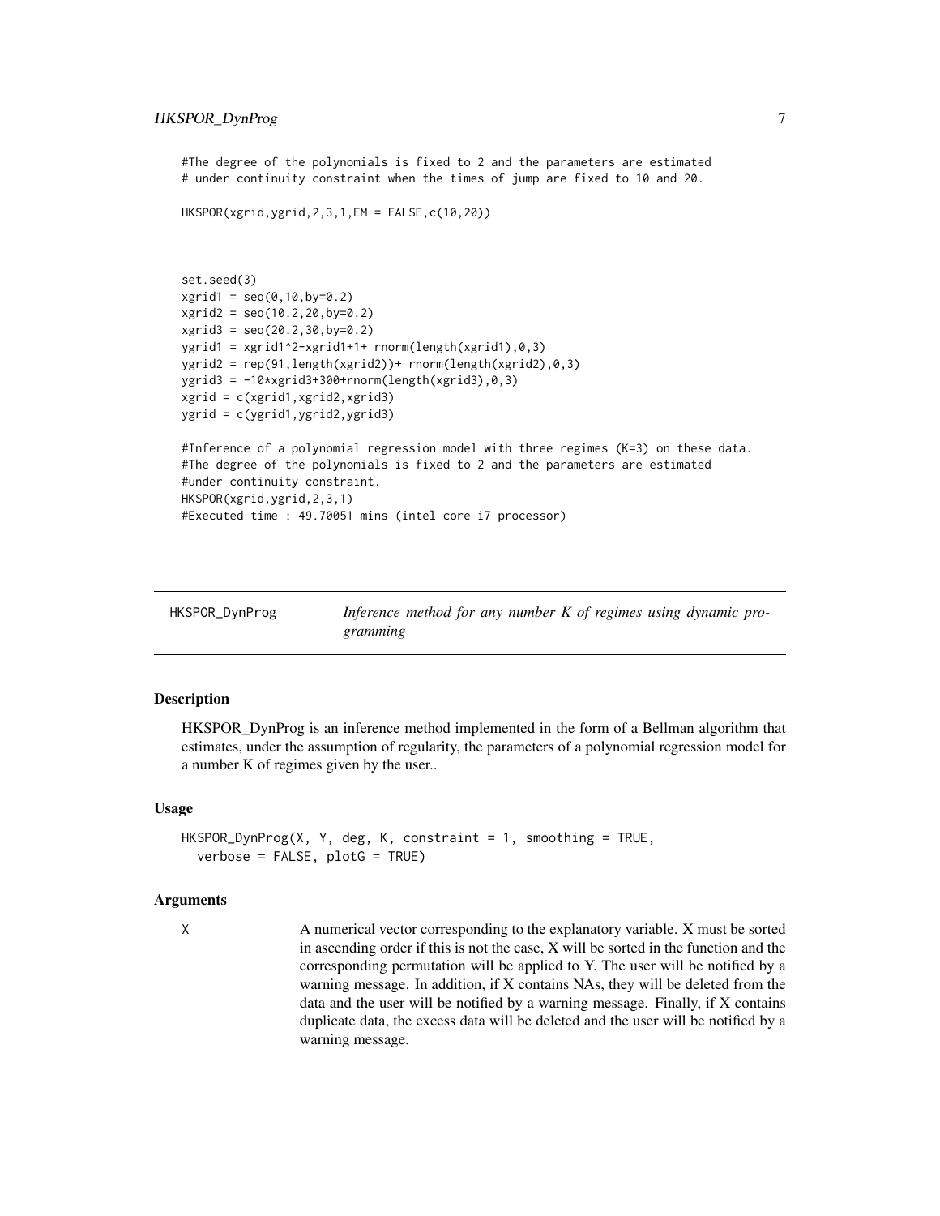```
#The degree of the polynomials is fixed to 2 and the parameters are estimated
# under continuity constraint when the times of jump are fixed to 10 and 20.

HKSPOR(xgrid,ygrid,2,3,1,EM = FALSE,c(10,20))



set.seed(3)
xgrid1 = seq(0,10,by=0.2)
xgrid2 = seq(10.2,20,by=0.2)
xgrid3 = seq(20.2,30,by=0.2)
ygrid1 = xgrid1^2-xgrid1+1+ rnorm(length(xgrid1),0,3)
ygrid2 = rep(91,length(xgrid2))+ rnorm(length(xgrid2),0,3)
ygrid3 = -10*xgrid3+300+rnorm(length(xgrid3),0,3)
xgrid = c(xgrid1,xgrid2,xgrid3)
ygrid = c(ygrid1,ygrid2,ygrid3)

#Inference of a polynomial regression model with three regimes (K=3) on these data.
#The degree of the polynomials is fixed to 2 and the parameters are estimated
#under continuity constraint.
HKSPOR(xgrid,ygrid,2,3,1)
#Executed time : 49.70051 mins (intel core i7 processor)
```

## HKSPOR_DynProg — *Inference method for any number K of regimes using dynamic programming*

### Description

HKSPOR_DynProg is an inference method implemented in the form of a Bellman algorithm that estimates, under the assumption of regularity, the parameters of a polynomial regression model for a number K of regimes given by the user..

### Usage

```
HKSPOR_DynProg(X, Y, deg, K, constraint = 1, smoothing = TRUE,
  verbose = FALSE, plotG = TRUE)
```

### Arguments

X — A numerical vector corresponding to the explanatory variable. X must be sorted in ascending order if this is not the case, X will be sorted in the function and the corresponding permutation will be applied to Y. The user will be notified by a warning message. In addition, if X contains NAs, they will be deleted from the data and the user will be notified by a warning message. Finally, if X contains duplicate data, the excess data will be deleted and the user will be notified by a warning message.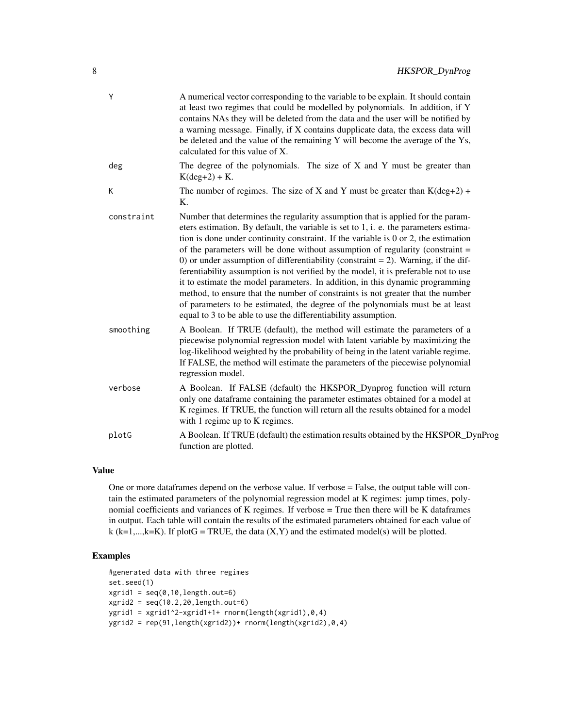| | |
|---|---|
| Y | A numerical vector corresponding to the variable to be explain. It should contain at least two regimes that could be modelled by polynomials. In addition, if Y contains NAs they will be deleted from the data and the user will be notified by a warning message. Finally, if X contains dupplicate data, the excess data will be deleted and the value of the remaining Y will become the average of the Ys, calculated for this value of X. |
| deg | The degree of the polynomials. The size of X and Y must be greater than K(deg+2) + K. |
| K | The number of regimes. The size of X and Y must be greater than K(deg+2) + K. |
| constraint | Number that determines the regularity assumption that is applied for the parameters estimation. By default, the variable is set to 1, i. e. the parameters estimation is done under continuity constraint. If the variable is 0 or 2, the estimation of the parameters will be done without assumption of regularity (constraint = 0) or under assumption of differentiability (constraint = 2). Warning, if the differentiability assumption is not verified by the model, it is preferable not to use it to estimate the model parameters. In addition, in this dynamic programming method, to ensure that the number of constraints is not greater that the number of parameters to be estimated, the degree of the polynomials must be at least equal to 3 to be able to use the differentiability assumption. |
| smoothing | A Boolean. If TRUE (default), the method will estimate the parameters of a piecewise polynomial regression model with latent variable by maximizing the log-likelihood weighted by the probability of being in the latent variable regime. If FALSE, the method will estimate the parameters of the piecewise polynomial regression model. |
| verbose | A Boolean. If FALSE (default) the HKSPOR_Dynprog function will return only one dataframe containing the parameter estimates obtained for a model at K regimes. If TRUE, the function will return all the results obtained for a model with 1 regime up to K regimes. |
| plotG | A Boolean. If TRUE (default) the estimation results obtained by the HKSPOR_DynProg function are plotted. |

### Value

One or more dataframes depend on the verbose value. If verbose = False, the output table will contain the estimated parameters of the polynomial regression model at K regimes: jump times, polynomial coefficients and variances of K regimes. If verbose = True then there will be K dataframes in output. Each table will contain the results of the estimated parameters obtained for each value of k (k=1,...,k=K). If plotG = TRUE, the data (X,Y) and the estimated model(s) will be plotted.

### Examples

```
#generated data with three regimes
set.seed(1)
xgrid1 = seq(0,10,length.out=6)
xgrid2 = seq(10.2,20,length.out=6)
ygrid1 = xgrid1^2-xgrid1+1+ rnorm(length(xgrid1),0,4)
ygrid2 = rep(91,length(xgrid2))+ rnorm(length(xgrid2),0,4)
```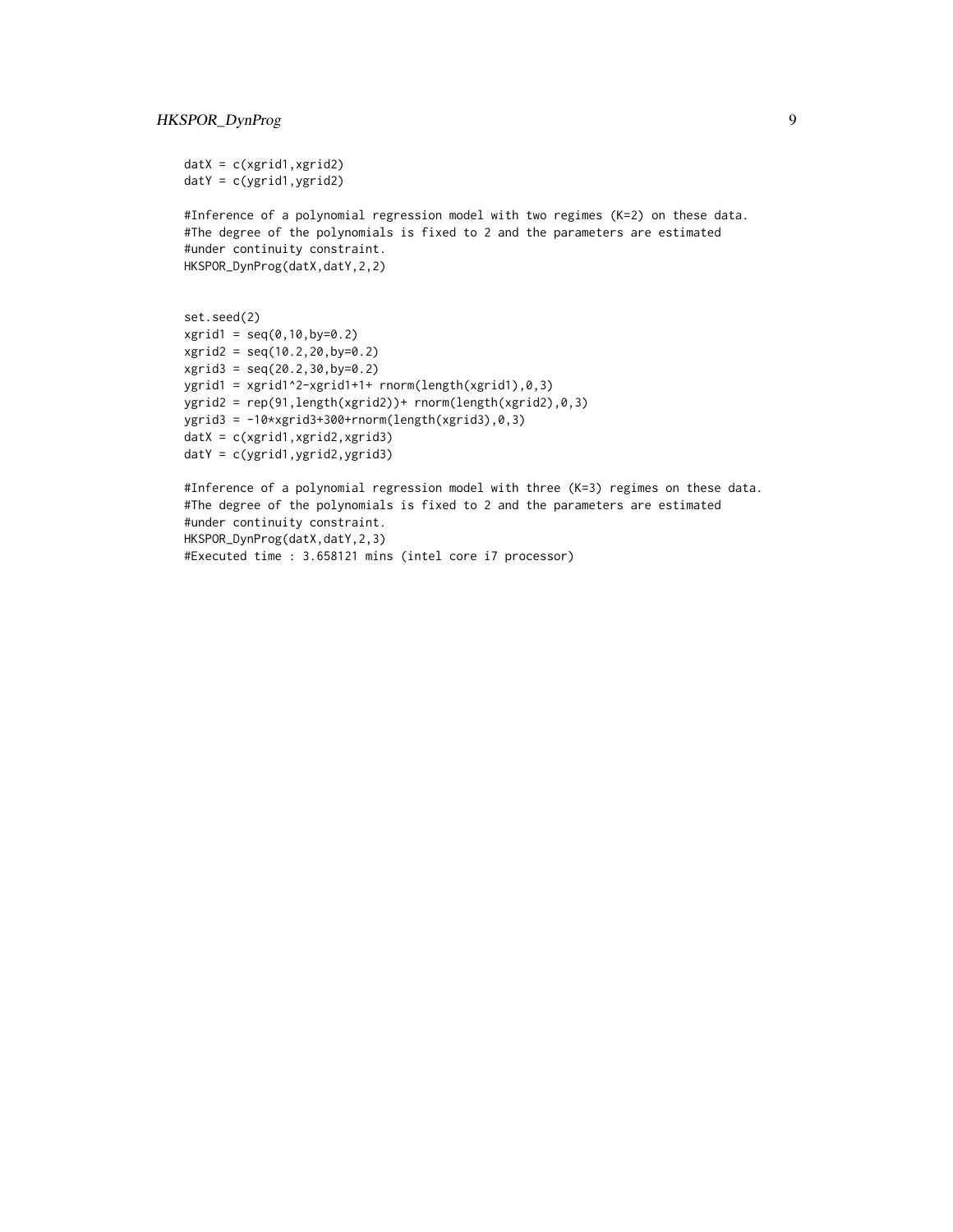```
datX = c(xgrid1,xgrid2)
datY = c(ygrid1,ygrid2)

#Inference of a polynomial regression model with two regimes (K=2) on these data.
#The degree of the polynomials is fixed to 2 and the parameters are estimated
#under continuity constraint.
HKSPOR_DynProg(datX,datY,2,2)


set.seed(2)
xgrid1 = seq(0,10,by=0.2)
xgrid2 = seq(10.2,20,by=0.2)
xgrid3 = seq(20.2,30,by=0.2)
ygrid1 = xgrid1^2-xgrid1+1+ rnorm(length(xgrid1),0,3)
ygrid2 = rep(91,length(xgrid2))+ rnorm(length(xgrid2),0,3)
ygrid3 = -10*xgrid3+300+rnorm(length(xgrid3),0,3)
datX = c(xgrid1,xgrid2,xgrid3)
datY = c(ygrid1,ygrid2,ygrid3)

#Inference of a polynomial regression model with three (K=3) regimes on these data.
#The degree of the polynomials is fixed to 2 and the parameters are estimated
#under continuity constraint.
HKSPOR_DynProg(datX,datY,2,3)
#Executed time : 3.658121 mins (intel core i7 processor)
```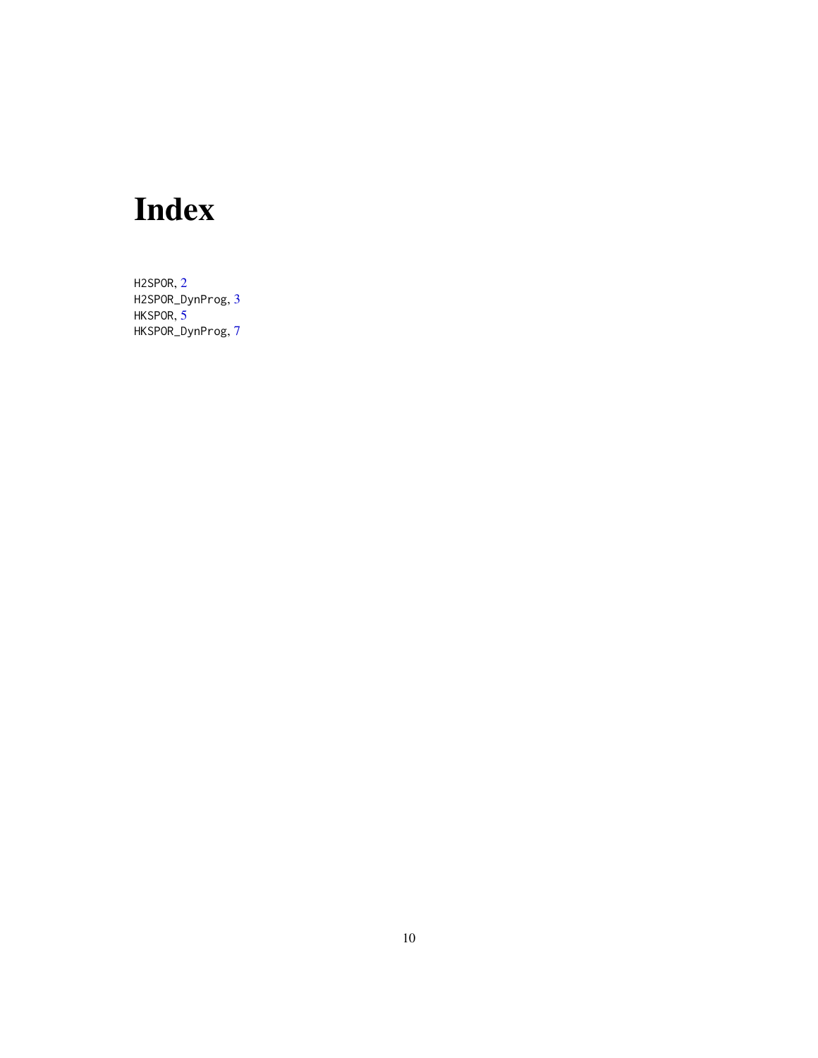# Index

H2SPOR, 2
H2SPOR_DynProg, 3
HKSPOR, 5
HKSPOR_DynProg, 7